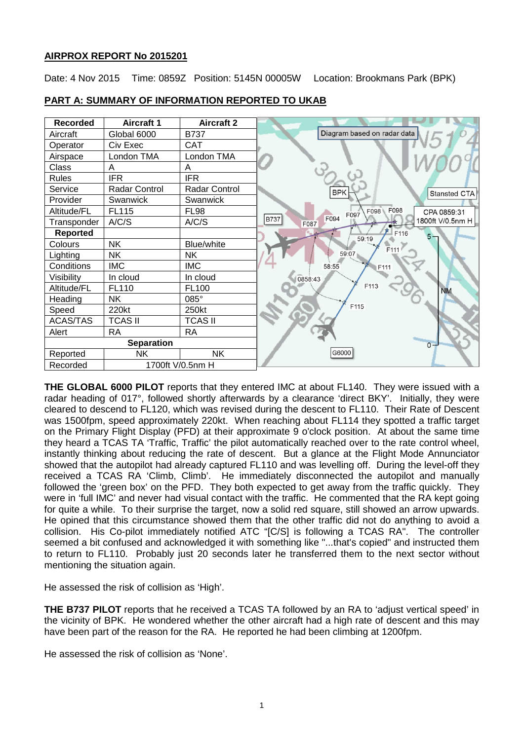## AIRPROX REPORT No 2015201

Date: 4 Nov 2015 Time: 0859Z Position: 5145N 00005W Location: Brookmans Park (BPK)

## PART A: SUMMARY OF INFORMATION REPORTED TO UKAB

| Recorded | Aircraft 1 | Aircraft 2 |
|---|---|---|
| Aircraft | Global 6000 | B737 |
| Operator | Civ Exec | CAT |
| Airspace | London TMA | London TMA |
| Class | A | A |
| Rules | IFR | IFR |
| Service | Radar Control | Radar Control |
| Provider | Swanwick | Swanwick |
| Altitude/FL | FL115 | FL98 |
| Transponder | A/C/S | A/C/S |
| **Reported** | | |
| Colours | NK | Blue/white |
| Lighting | NK | NK |
| Conditions | IMC | IMC |
| Visibility | In cloud | In cloud |
| Altitude/FL | FL110 | FL100 |
| Heading | NK | 085° |
| Speed | 220kt | 250kt |
| ACAS/TAS | TCAS II | TCAS II |
| Alert | RA | RA |
| **Separation** | | |
| Reported | NK | NK |
| Recorded | 1700ft V/0.5nm H | |

**THE GLOBAL 6000 PILOT** reports that they entered IMC at about FL140. They were issued with a radar heading of 017°, followed shortly afterwards by a clearance 'direct BKY'. Initially, they were cleared to descend to FL120, which was revised during the descent to FL110. Their Rate of Descent was 1500fpm, speed approximately 220kt. When reaching about FL114 they spotted a traffic target on the Primary Flight Display (PFD) at their approximate 9 o'clock position. At about the same time they heard a TCAS TA 'Traffic, Traffic' the pilot automatically reached over to the rate control wheel, instantly thinking about reducing the rate of descent. But a glance at the Flight Mode Annunciator showed that the autopilot had already captured FL110 and was levelling off. During the level-off they received a TCAS RA 'Climb, Climb'. He immediately disconnected the autopilot and manually followed the 'green box' on the PFD. They both expected to get away from the traffic quickly. They were in 'full IMC' and never had visual contact with the traffic. He commented that the RA kept going for quite a while. To their surprise the target, now a solid red square, still showed an arrow upwards. He opined that this circumstance showed them that the other traffic did not do anything to avoid a collision. His Co-pilot immediately notified ATC "[C/S] is following a TCAS RA". The controller seemed a bit confused and acknowledged it with something like "...that's copied" and instructed them to return to FL110. Probably just 20 seconds later he transferred them to the next sector without mentioning the situation again.

He assessed the risk of collision as 'High'.

**THE B737 PILOT** reports that he received a TCAS TA followed by an RA to 'adjust vertical speed' in the vicinity of BPK. He wondered whether the other aircraft had a high rate of descent and this may have been part of the reason for the RA. He reported he had been climbing at 1200fpm.

He assessed the risk of collision as 'None'.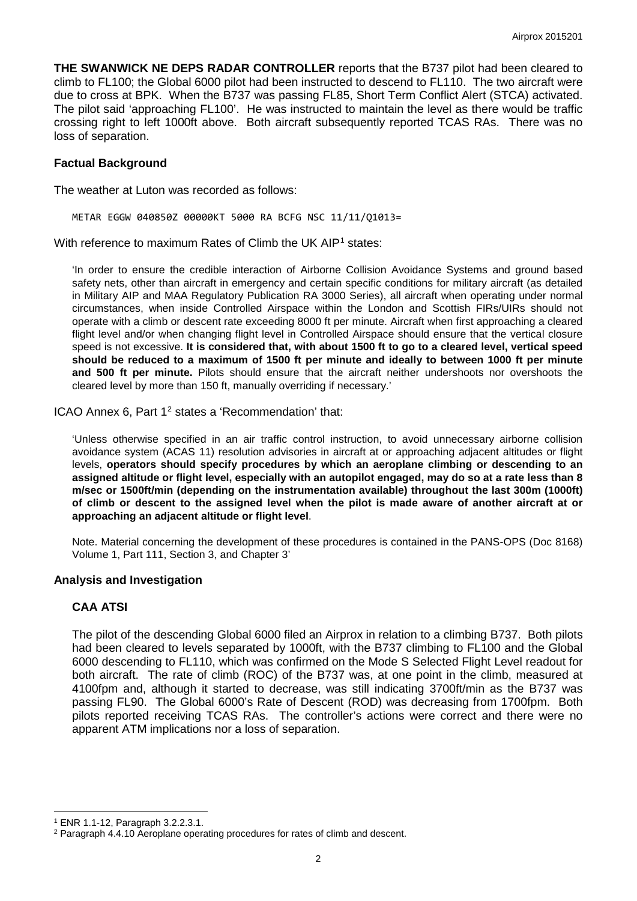**THE SWANWICK NE DEPS RADAR CONTROLLER** reports that the B737 pilot had been cleared to climb to FL100; the Global 6000 pilot had been instructed to descend to FL110. The two aircraft were due to cross at BPK. When the B737 was passing FL85, Short Term Conflict Alert (STCA) activated. The pilot said 'approaching FL100'. He was instructed to maintain the level as there would be traffic crossing right to left 1000ft above. Both aircraft subsequently reported TCAS RAs. There was no loss of separation.

### Factual Background

The weather at Luton was recorded as follows:

```
METAR EGGW 040850Z 00000KT 5000 RA BCFG NSC 11/11/Q1013=
```

With reference to maximum Rates of Climb the UK AIP[1] states:

> 'In order to ensure the credible interaction of Airborne Collision Avoidance Systems and ground based safety nets, other than aircraft in emergency and certain specific conditions for military aircraft (as detailed in Military AIP and MAA Regulatory Publication RA 3000 Series), all aircraft when operating under normal circumstances, when inside Controlled Airspace within the London and Scottish FIRs/UIRs should not operate with a climb or descent rate exceeding 8000 ft per minute. Aircraft when first approaching a cleared flight level and/or when changing flight level in Controlled Airspace should ensure that the vertical closure speed is not excessive. **It is considered that, with about 1500 ft to go to a cleared level, vertical speed should be reduced to a maximum of 1500 ft per minute and ideally to between 1000 ft per minute and 500 ft per minute.** Pilots should ensure that the aircraft neither undershoots nor overshoots the cleared level by more than 150 ft, manually overriding if necessary.'

ICAO Annex 6, Part 1[2] states a 'Recommendation' that:

> 'Unless otherwise specified in an air traffic control instruction, to avoid unnecessary airborne collision avoidance system (ACAS 11) resolution advisories in aircraft at or approaching adjacent altitudes or flight levels, **operators should specify procedures by which an aeroplane climbing or descending to an assigned altitude or flight level, especially with an autopilot engaged, may do so at a rate less than 8 m/sec or 1500ft/min (depending on the instrumentation available) throughout the last 300m (1000ft) of climb or descent to the assigned level when the pilot is made aware of another aircraft at or approaching an adjacent altitude or flight level**.
>
> Note. Material concerning the development of these procedures is contained in the PANS-OPS (Doc 8168) Volume 1, Part 111, Section 3, and Chapter 3'

### Analysis and Investigation

#### CAA ATSI

The pilot of the descending Global 6000 filed an Airprox in relation to a climbing B737. Both pilots had been cleared to levels separated by 1000ft, with the B737 climbing to FL100 and the Global 6000 descending to FL110, which was confirmed on the Mode S Selected Flight Level readout for both aircraft. The rate of climb (ROC) of the B737 was, at one point in the climb, measured at 4100fpm and, although it started to decrease, was still indicating 3700ft/min as the B737 was passing FL90. The Global 6000's Rate of Descent (ROD) was decreasing from 1700fpm. Both pilots reported receiving TCAS RAs. The controller's actions were correct and there were no apparent ATM implications nor a loss of separation.

---

[1] ENR 1.1-12, Paragraph 3.2.2.3.1.

[2] Paragraph 4.4.10 Aeroplane operating procedures for rates of climb and descent.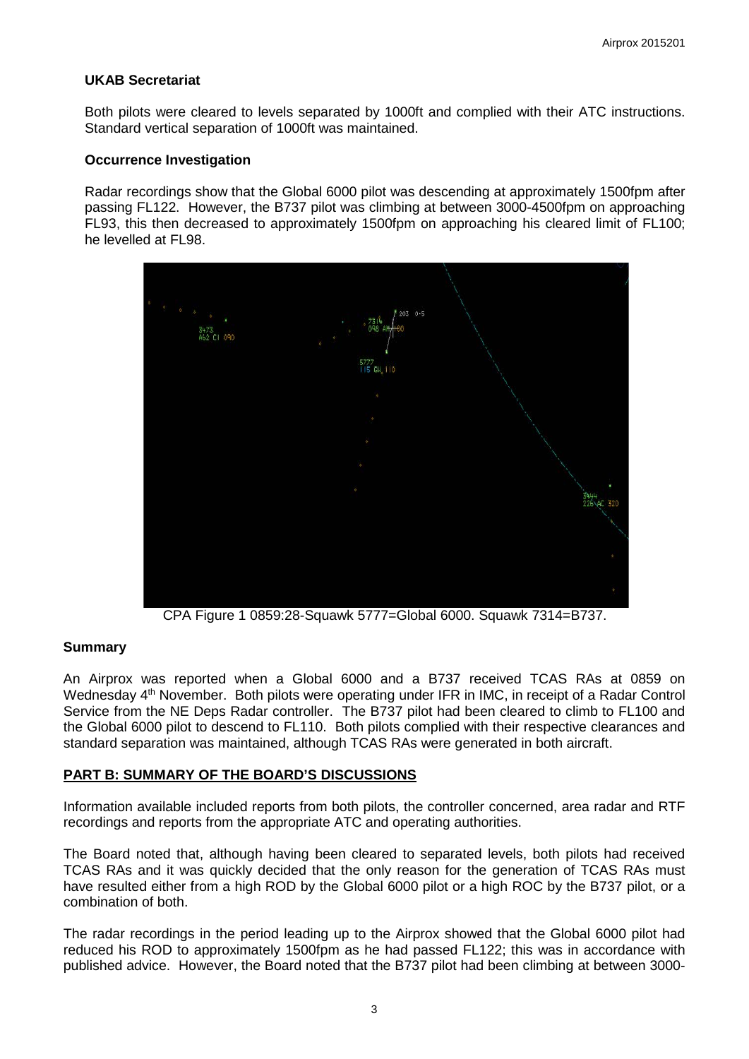## UKAB Secretariat

Both pilots were cleared to levels separated by 1000ft and complied with their ATC instructions. Standard vertical separation of 1000ft was maintained.

## Occurrence Investigation

Radar recordings show that the Global 6000 pilot was descending at approximately 1500fpm after passing FL122. However, the B737 pilot was climbing at between 3000-4500fpm on approaching FL93, this then decreased to approximately 1500fpm on approaching his cleared limit of FL100; he levelled at FL98.

CPA Figure 1 0859:28-Squawk 5777=Global 6000. Squawk 7314=B737.

## Summary

An Airprox was reported when a Global 6000 and a B737 received TCAS RAs at 0859 on Wednesday 4th November. Both pilots were operating under IFR in IMC, in receipt of a Radar Control Service from the NE Deps Radar controller. The B737 pilot had been cleared to climb to FL100 and the Global 6000 pilot to descend to FL110. Both pilots complied with their respective clearances and standard separation was maintained, although TCAS RAs were generated in both aircraft.

## PART B: SUMMARY OF THE BOARD'S DISCUSSIONS

Information available included reports from both pilots, the controller concerned, area radar and RTF recordings and reports from the appropriate ATC and operating authorities.

The Board noted that, although having been cleared to separated levels, both pilots had received TCAS RAs and it was quickly decided that the only reason for the generation of TCAS RAs must have resulted either from a high ROD by the Global 6000 pilot or a high ROC by the B737 pilot, or a combination of both.

The radar recordings in the period leading up to the Airprox showed that the Global 6000 pilot had reduced his ROD to approximately 1500fpm as he had passed FL122; this was in accordance with published advice. However, the Board noted that the B737 pilot had been climbing at between 3000-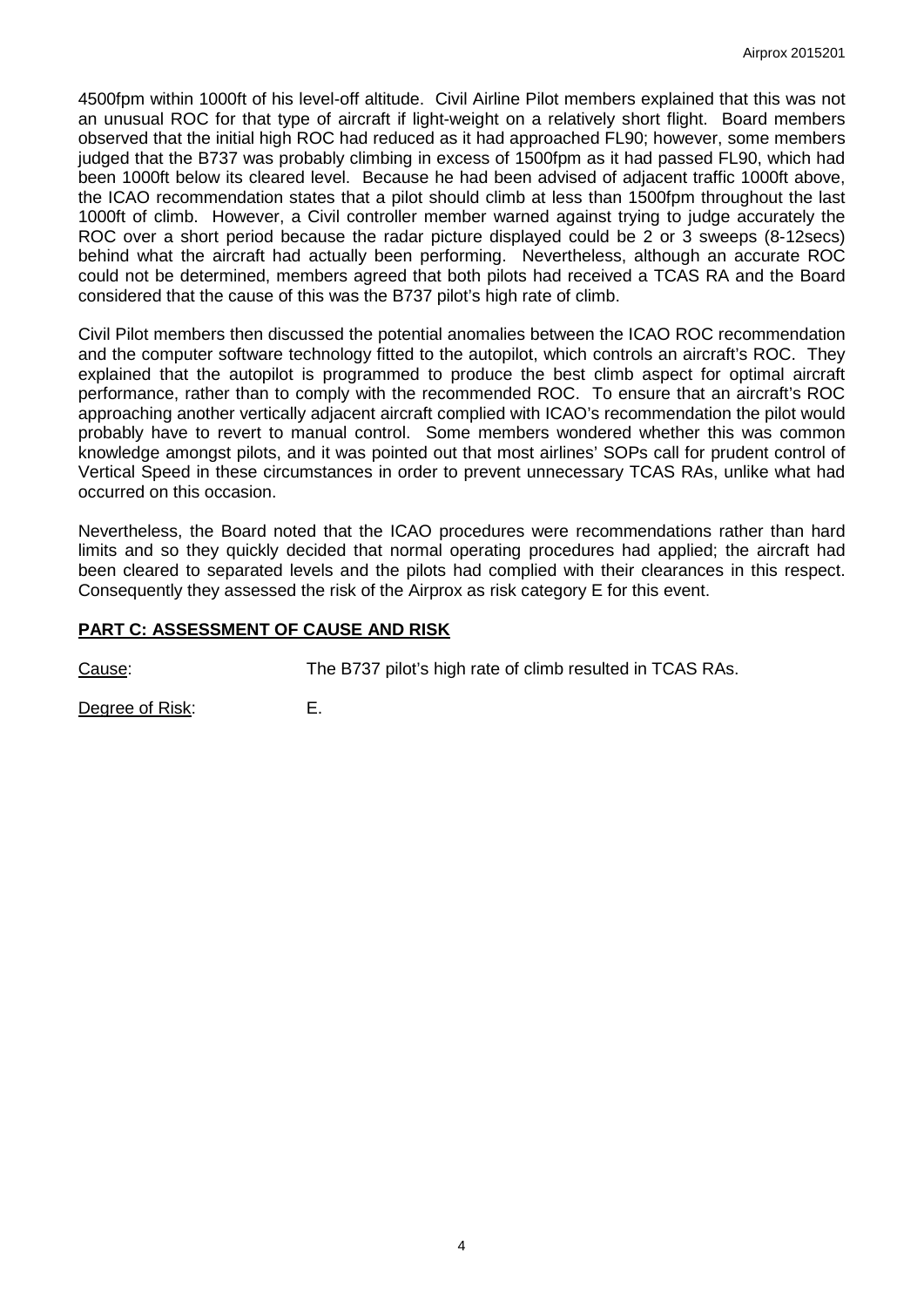4500fpm within 1000ft of his level-off altitude. Civil Airline Pilot members explained that this was not an unusual ROC for that type of aircraft if light-weight on a relatively short flight. Board members observed that the initial high ROC had reduced as it had approached FL90; however, some members judged that the B737 was probably climbing in excess of 1500fpm as it had passed FL90, which had been 1000ft below its cleared level. Because he had been advised of adjacent traffic 1000ft above, the ICAO recommendation states that a pilot should climb at less than 1500fpm throughout the last 1000ft of climb. However, a Civil controller member warned against trying to judge accurately the ROC over a short period because the radar picture displayed could be 2 or 3 sweeps (8-12secs) behind what the aircraft had actually been performing. Nevertheless, although an accurate ROC could not be determined, members agreed that both pilots had received a TCAS RA and the Board considered that the cause of this was the B737 pilot's high rate of climb.

Civil Pilot members then discussed the potential anomalies between the ICAO ROC recommendation and the computer software technology fitted to the autopilot, which controls an aircraft's ROC. They explained that the autopilot is programmed to produce the best climb aspect for optimal aircraft performance, rather than to comply with the recommended ROC. To ensure that an aircraft's ROC approaching another vertically adjacent aircraft complied with ICAO's recommendation the pilot would probably have to revert to manual control. Some members wondered whether this was common knowledge amongst pilots, and it was pointed out that most airlines' SOPs call for prudent control of Vertical Speed in these circumstances in order to prevent unnecessary TCAS RAs, unlike what had occurred on this occasion.

Nevertheless, the Board noted that the ICAO procedures were recommendations rather than hard limits and so they quickly decided that normal operating procedures had applied; the aircraft had been cleared to separated levels and the pilots had complied with their clearances in this respect. Consequently they assessed the risk of the Airprox as risk category E for this event.

## PART C: ASSESSMENT OF CAUSE AND RISK

Cause: The B737 pilot's high rate of climb resulted in TCAS RAs.

Degree of Risk: E.